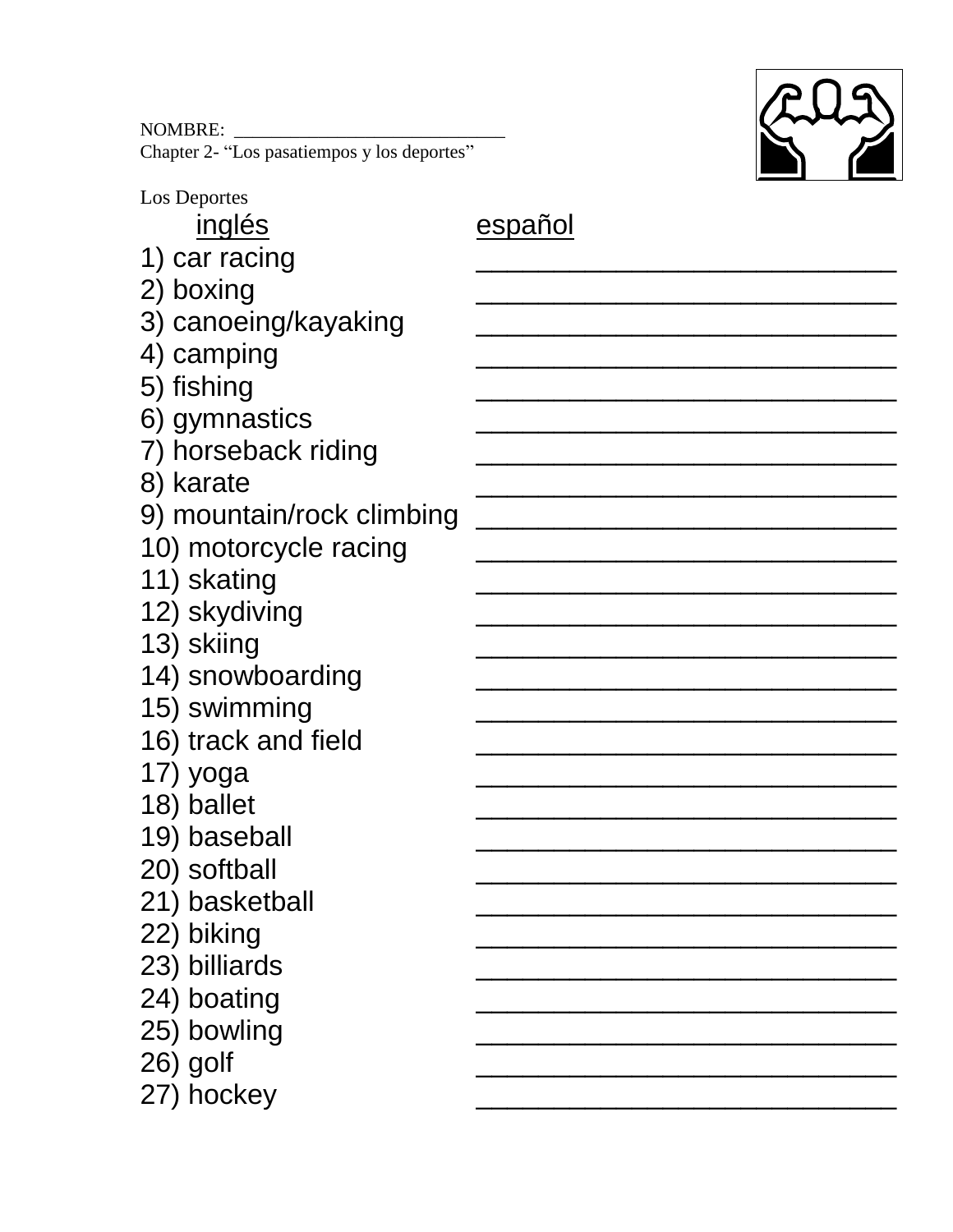NOMBRE: ____________________________

Chapter 2- "Los pasatiempos y los deportes"

Los Deportes

| inglés | español |
|---|---|
| 1) car racing | ________________________ |
| 2) boxing | ________________________ |
| 3) canoeing/kayaking | ________________________ |
| 4) camping | ________________________ |
| 5) fishing | ________________________ |
| 6) gymnastics | ________________________ |
| 7) horseback riding | ________________________ |
| 8) karate | ________________________ |
| 9) mountain/rock climbing | ________________________ |
| 10) motorcycle racing | ________________________ |
| 11) skating | ________________________ |
| 12) skydiving | ________________________ |
| 13) skiing | ________________________ |
| 14) snowboarding | ________________________ |
| 15) swimming | ________________________ |
| 16) track and field | ________________________ |
| 17) yoga | ________________________ |
| 18) ballet | ________________________ |
| 19) baseball | ________________________ |
| 20) softball | ________________________ |
| 21) basketball | ________________________ |
| 22) biking | ________________________ |
| 23) billiards | ________________________ |
| 24) boating | ________________________ |
| 25) bowling | ________________________ |
| 26) golf | ________________________ |
| 27) hockey | ________________________ |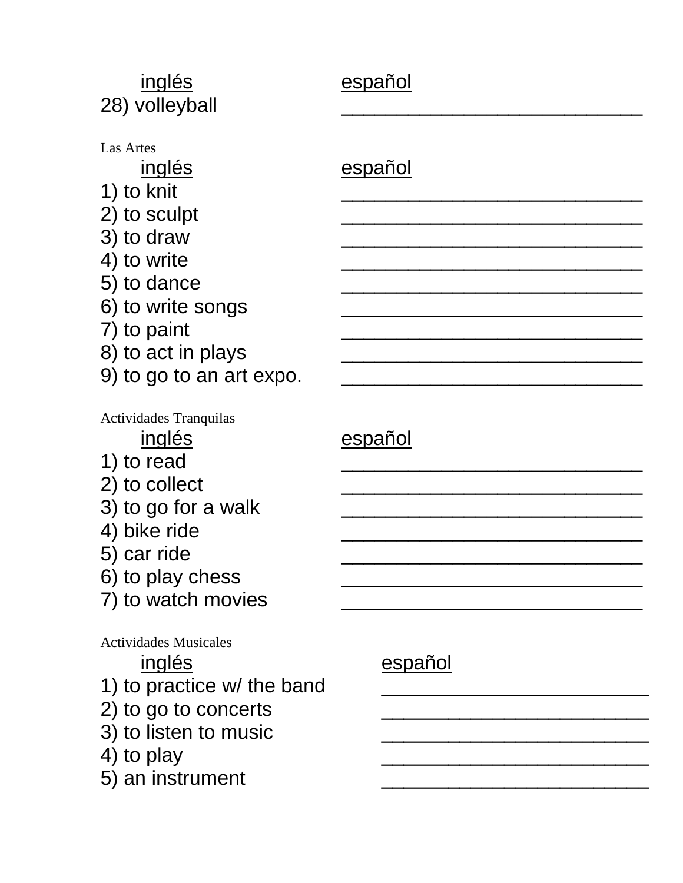| inglés | español |
| --- | --- |
| 28) volleyball | ___________________________ |

Las Artes

| inglés | español |
| --- | --- |
| 1) to knit | ___________________________ |
| 2) to sculpt | ___________________________ |
| 3) to draw | ___________________________ |
| 4) to write | ___________________________ |
| 5) to dance | ___________________________ |
| 6) to write songs | ___________________________ |
| 7) to paint | ___________________________ |
| 8) to act in plays | ___________________________ |
| 9) to go to an art expo. | ___________________________ |

Actividades Tranquilas

| inglés | español |
| --- | --- |
| 1) to read | ___________________________ |
| 2) to collect | ___________________________ |
| 3) to go for a walk | ___________________________ |
| 4) bike ride | ___________________________ |
| 5) car ride | ___________________________ |
| 6) to play chess | ___________________________ |
| 7) to watch movies | ___________________________ |

Actividades Musicales

| inglés | español |
| --- | --- |
| 1) to practice w/ the band | ________________________ |
| 2) to go to concerts | ________________________ |
| 3) to listen to music | ________________________ |
| 4) to play | ________________________ |
| 5) an instrument | ________________________ |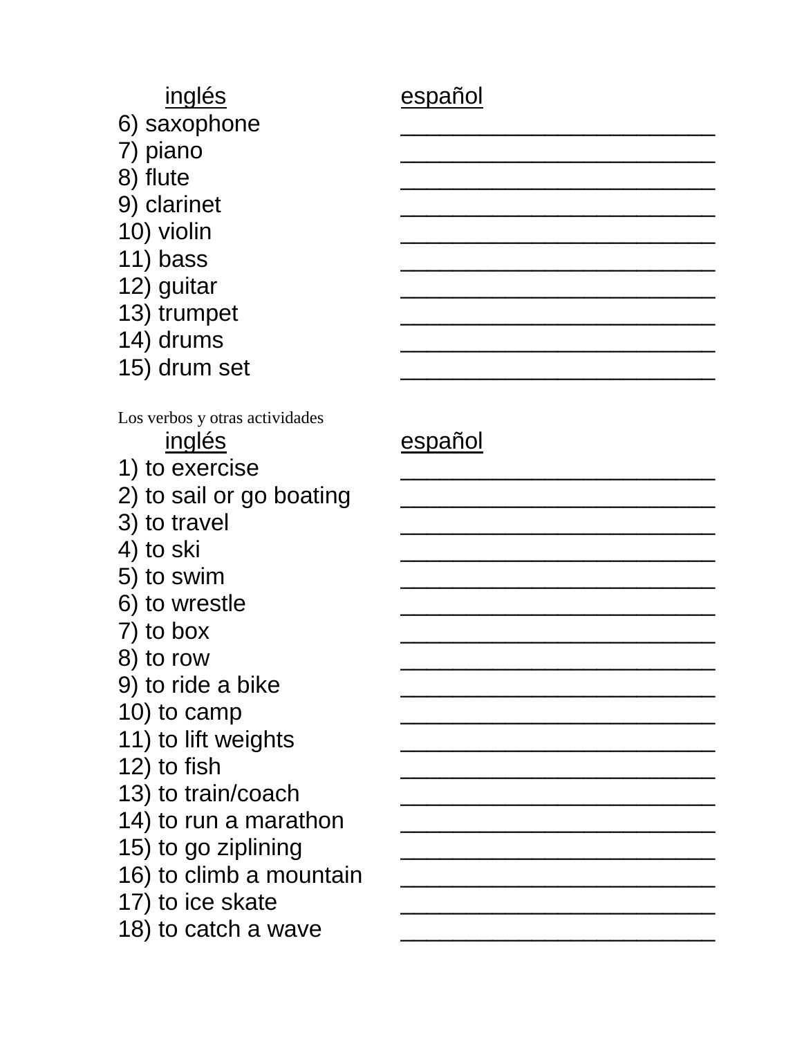| inglés | español |
| --- | --- |
| 6) saxophone | ________________________ |
| 7) piano | ________________________ |
| 8) flute | ________________________ |
| 9) clarinet | ________________________ |
| 10) violin | ________________________ |
| 11) bass | ________________________ |
| 12) guitar | ________________________ |
| 13) trumpet | ________________________ |
| 14) drums | ________________________ |
| 15) drum set | ________________________ |

Los verbos y otras actividades

| inglés | español |
| --- | --- |
| 1) to exercise | ________________________ |
| 2) to sail or go boating | ________________________ |
| 3) to travel | ________________________ |
| 4) to ski | ________________________ |
| 5) to swim | ________________________ |
| 6) to wrestle | ________________________ |
| 7) to box | ________________________ |
| 8) to row | ________________________ |
| 9) to ride a bike | ________________________ |
| 10) to camp | ________________________ |
| 11) to lift weights | ________________________ |
| 12) to fish | ________________________ |
| 13) to train/coach | ________________________ |
| 14) to run a marathon | ________________________ |
| 15) to go ziplining | ________________________ |
| 16) to climb a mountain | ________________________ |
| 17) to ice skate | ________________________ |
| 18) to catch a wave | ________________________ |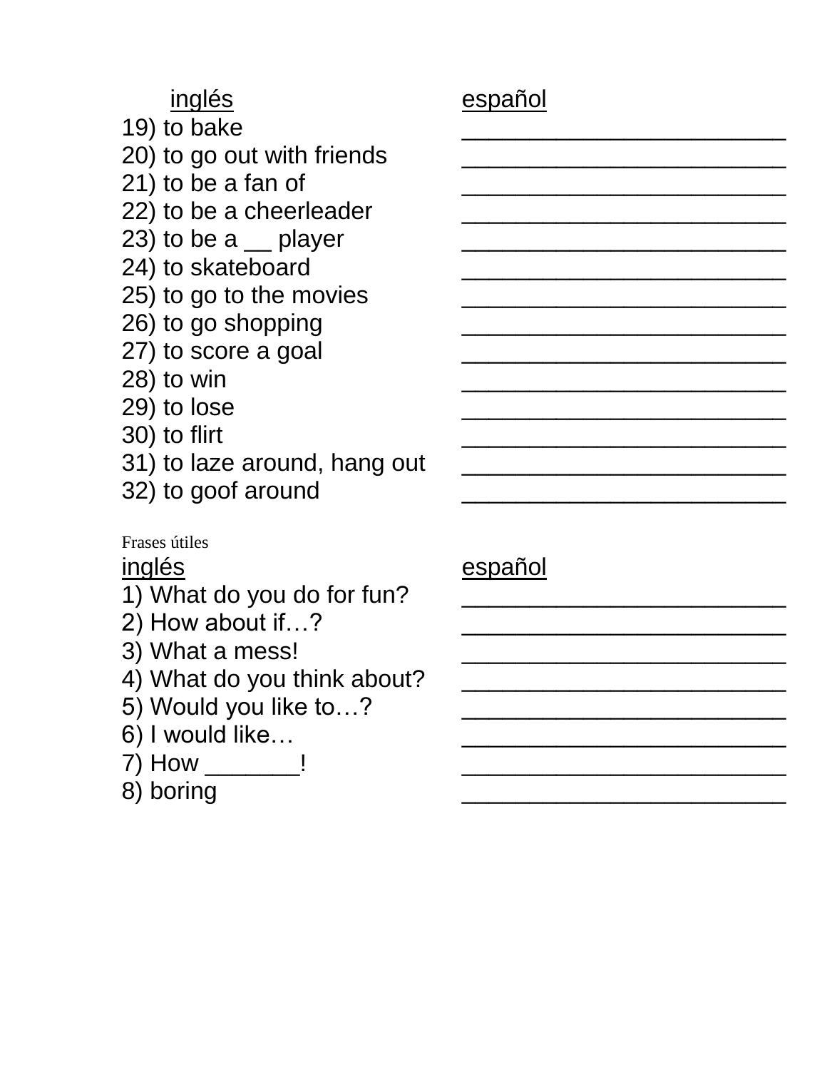| inglés | español |
| --- | --- |
| 19) to bake | ________________________ |
| 20) to go out with friends | ________________________ |
| 21) to be a fan of | ________________________ |
| 22) to be a cheerleader | ________________________ |
| 23) to be a __ player | ________________________ |
| 24) to skateboard | ________________________ |
| 25) to go to the movies | ________________________ |
| 26) to go shopping | ________________________ |
| 27) to score a goal | ________________________ |
| 28) to win | ________________________ |
| 29) to lose | ________________________ |
| 30) to flirt | ________________________ |
| 31) to laze around, hang out | ________________________ |
| 32) to goof around | ________________________ |

Frases útiles

| inglés | español |
| --- | --- |
| 1) What do you do for fun? | ________________________ |
| 2) How about if…? | ________________________ |
| 3) What a mess! | ________________________ |
| 4) What do you think about? | ________________________ |
| 5) Would you like to…? | ________________________ |
| 6) I would like… | ________________________ |
| 7) How _______! | ________________________ |
| 8) boring | ________________________ |